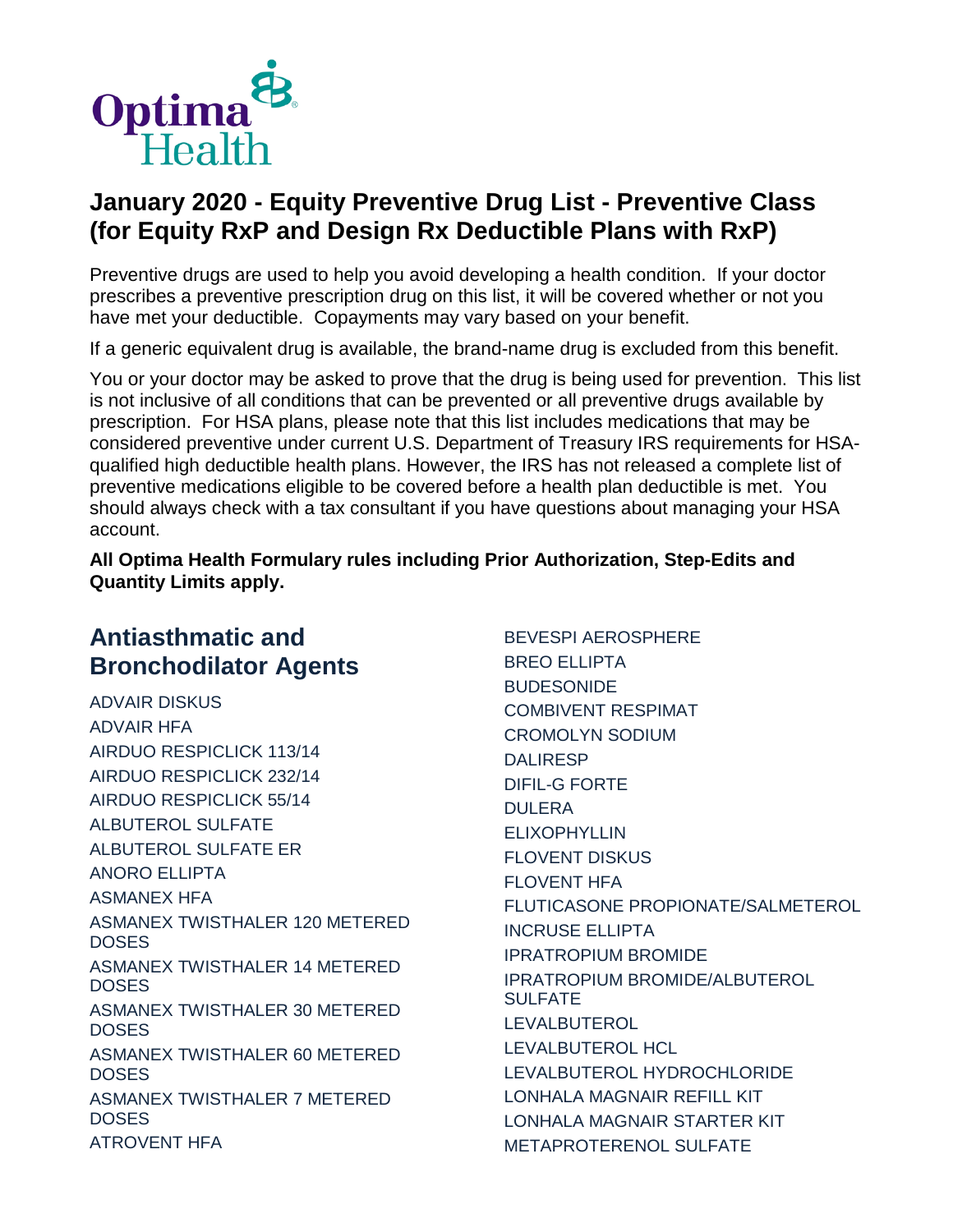Optima Health

# January 2020 - Equity Preventive Drug List - Preventive Class (for Equity RxP and Design Rx Deductible Plans with RxP)

Preventive drugs are used to help you avoid developing a health condition. If your doctor prescribes a preventive prescription drug on this list, it will be covered whether or not you have met your deductible. Copayments may vary based on your benefit.

If a generic equivalent drug is available, the brand-name drug is excluded from this benefit.

You or your doctor may be asked to prove that the drug is being used for prevention. This list is not inclusive of all conditions that can be prevented or all preventive drugs available by prescription. For HSA plans, please note that this list includes medications that may be considered preventive under current U.S. Department of Treasury IRS requirements for HSA-qualified high deductible health plans. However, the IRS has not released a complete list of preventive medications eligible to be covered before a health plan deductible is met. You should always check with a tax consultant if you have questions about managing your HSA account.

**All Optima Health Formulary rules including Prior Authorization, Step-Edits and Quantity Limits apply.**

## Antiasthmatic and Bronchodilator Agents

ADVAIR DISKUS
ADVAIR HFA
AIRDUO RESPICLICK 113/14
AIRDUO RESPICLICK 232/14
AIRDUO RESPICLICK 55/14
ALBUTEROL SULFATE
ALBUTEROL SULFATE ER
ANORO ELLIPTA
ASMANEX HFA
ASMANEX TWISTHALER 120 METERED DOSES
ASMANEX TWISTHALER 14 METERED DOSES
ASMANEX TWISTHALER 30 METERED DOSES
ASMANEX TWISTHALER 60 METERED DOSES
ASMANEX TWISTHALER 7 METERED DOSES
ATROVENT HFA
BEVESPI AEROSPHERE
BREO ELLIPTA
BUDESONIDE
COMBIVENT RESPIMAT
CROMOLYN SODIUM
DALIRESP
DIFIL-G FORTE
DULERA
ELIXOPHYLLIN
FLOVENT DISKUS
FLOVENT HFA
FLUTICASONE PROPIONATE/SALMETEROL
INCRUSE ELLIPTA
IPRATROPIUM BROMIDE
IPRATROPIUM BROMIDE/ALBUTEROL SULFATE
LEVALBUTEROL
LEVALBUTEROL HCL
LEVALBUTEROL HYDROCHLORIDE
LONHALA MAGNAIR REFILL KIT
LONHALA MAGNAIR STARTER KIT
METAPROTERENOL SULFATE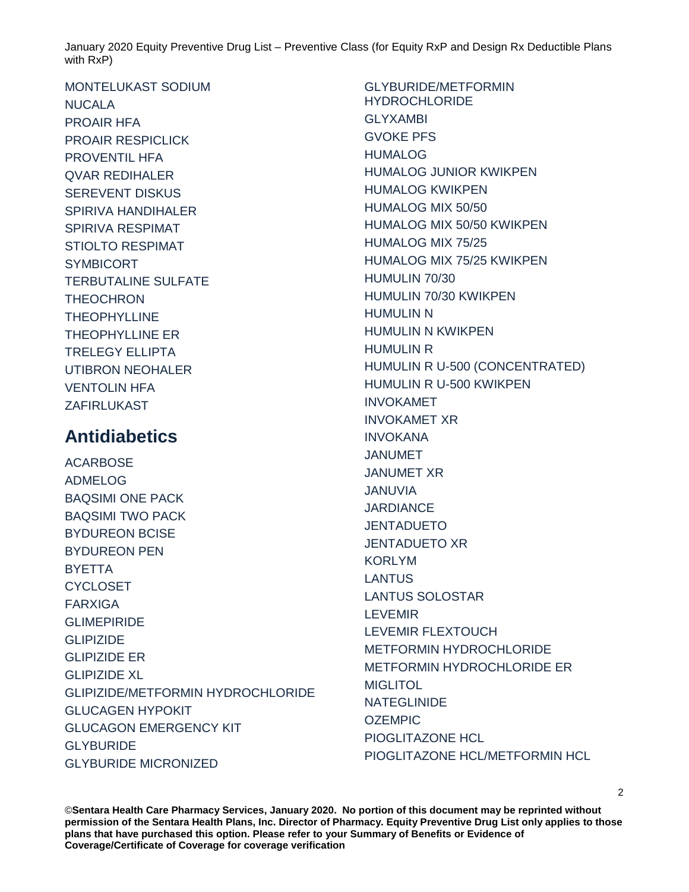MONTELUKAST SODIUM
NUCALA
PROAIR HFA
PROAIR RESPICLICK
PROVENTIL HFA
QVAR REDIHALER
SEREVENT DISKUS
SPIRIVA HANDIHALER
SPIRIVA RESPIMAT
STIOLTO RESPIMAT
SYMBICORT
TERBUTALINE SULFATE
THEOCHRON
THEOPHYLLINE
THEOPHYLLINE ER
TRELEGY ELLIPTA
UTIBRON NEOHALER
VENTOLIN HFA
ZAFIRLUKAST

## Antidiabetics

ACARBOSE
ADMELOG
BAQSIMI ONE PACK
BAQSIMI TWO PACK
BYDUREON BCISE
BYDUREON PEN
BYETTA
CYCLOSET
FARXIGA
GLIMEPIRIDE
GLIPIZIDE
GLIPIZIDE ER
GLIPIZIDE XL
GLIPIZIDE/METFORMIN HYDROCHLORIDE
GLUCAGEN HYPOKIT
GLUCAGON EMERGENCY KIT
GLYBURIDE
GLYBURIDE MICRONIZED
GLYBURIDE/METFORMIN HYDROCHLORIDE
GLYXAMBI
GVOKE PFS
HUMALOG
HUMALOG JUNIOR KWIKPEN
HUMALOG KWIKPEN
HUMALOG MIX 50/50
HUMALOG MIX 50/50 KWIKPEN
HUMALOG MIX 75/25
HUMALOG MIX 75/25 KWIKPEN
HUMULIN 70/30
HUMULIN 70/30 KWIKPEN
HUMULIN N
HUMULIN N KWIKPEN
HUMULIN R
HUMULIN R U-500 (CONCENTRATED)
HUMULIN R U-500 KWIKPEN
INVOKAMET
INVOKAMET XR
INVOKANA
JANUMET
JANUMET XR
JANUVIA
JARDIANCE
JENTADUETO
JENTADUETO XR
KORLYM
LANTUS
LANTUS SOLOSTAR
LEVEMIR
LEVEMIR FLEXTOUCH
METFORMIN HYDROCHLORIDE
METFORMIN HYDROCHLORIDE ER
MIGLITOL
NATEGLINIDE
OZEMPIC
PIOGLITAZONE HCL
PIOGLITAZONE HCL/METFORMIN HCL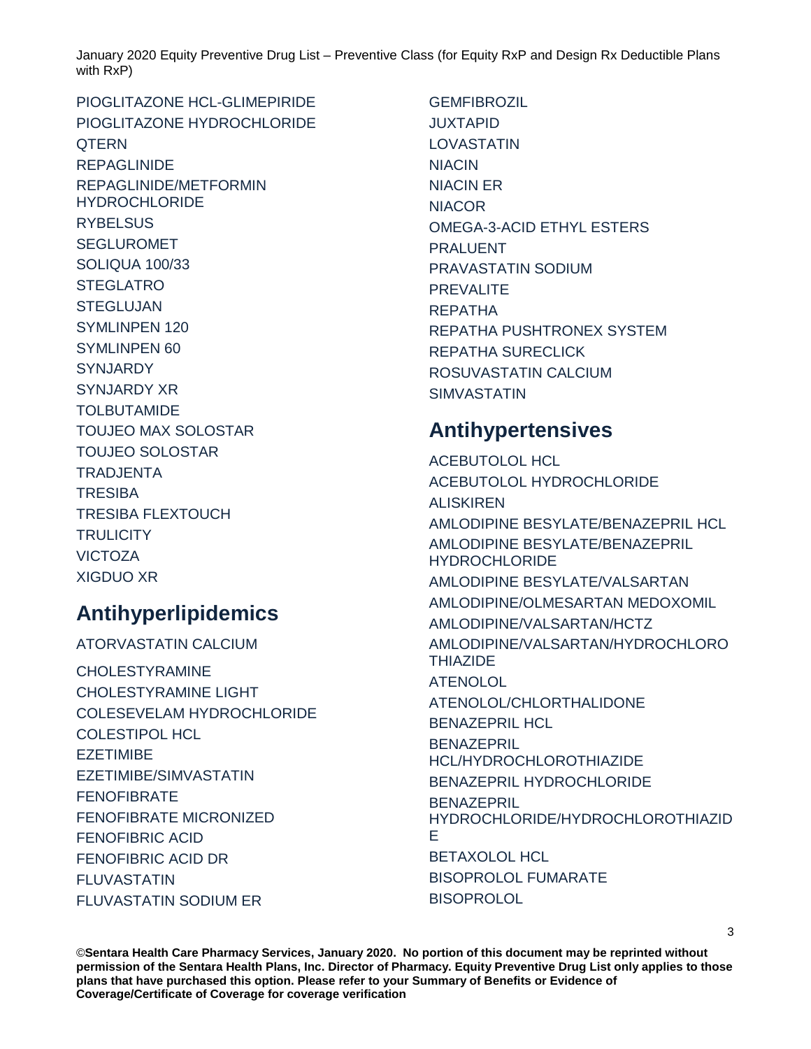PIOGLITAZONE HCL-GLIMEPIRIDE
PIOGLITAZONE HYDROCHLORIDE
QTERN
REPAGLINIDE
REPAGLINIDE/METFORMIN HYDROCHLORIDE
RYBELSUS
SEGLUROMET
SOLIQUA 100/33
STEGLATRO
STEGLUJAN
SYMLINPEN 120
SYMLINPEN 60
SYNJARDY
SYNJARDY XR
TOLBUTAMIDE
TOUJEO MAX SOLOSTAR
TOUJEO SOLOSTAR
TRADJENTA
TRESIBA
TRESIBA FLEXTOUCH
TRULICITY
VICTOZA
XIGDUO XR

## Antihyperlipidemics

ATORVASTATIN CALCIUM
CHOLESTYRAMINE
CHOLESTYRAMINE LIGHT
COLESEVELAM HYDROCHLORIDE
COLESTIPOL HCL
EZETIMIBE
EZETIMIBE/SIMVASTATIN
FENOFIBRATE
FENOFIBRATE MICRONIZED
FENOFIBRIC ACID
FENOFIBRIC ACID DR
FLUVASTATIN
FLUVASTATIN SODIUM ER
GEMFIBROZIL
JUXTAPID
LOVASTATIN
NIACIN
NIACIN ER
NIACOR
OMEGA-3-ACID ETHYL ESTERS
PRALUENT
PRAVASTATIN SODIUM
PREVALITE
REPATHA
REPATHA PUSHTRONEX SYSTEM
REPATHA SURECLICK
ROSUVASTATIN CALCIUM
SIMVASTATIN

## Antihypertensives

ACEBUTOLOL HCL
ACEBUTOLOL HYDROCHLORIDE
ALISKIREN
AMLODIPINE BESYLATE/BENAZEPRIL HCL
AMLODIPINE BESYLATE/BENAZEPRIL HYDROCHLORIDE
AMLODIPINE BESYLATE/VALSARTAN
AMLODIPINE/OLMESARTAN MEDOXOMIL
AMLODIPINE/VALSARTAN/HCTZ
AMLODIPINE/VALSARTAN/HYDROCHLOROTHIAZIDE
ATENOLOL
ATENOLOL/CHLORTHALIDONE
BENAZEPRIL HCL
BENAZEPRIL HCL/HYDROCHLOROTHIAZIDE
BENAZEPRIL HYDROCHLORIDE
BENAZEPRIL HYDROCHLORIDE/HYDROCHLOROTHIAZIDE
BETAXOLOL HCL
BISOPROLOL FUMARATE
BISOPROLOL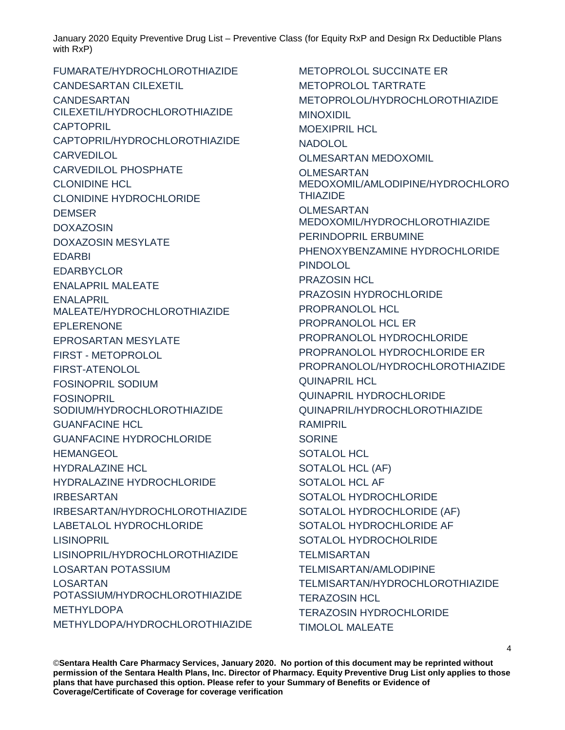FUMARATE/HYDROCHLOROTHIAZIDE
CANDESARTAN CILEXETIL
CANDESARTAN CILEXETIL/HYDROCHLOROTHIAZIDE
CAPTOPRIL
CAPTOPRIL/HYDROCHLOROTHIAZIDE
CARVEDILOL
CARVEDILOL PHOSPHATE
CLONIDINE HCL
CLONIDINE HYDROCHLORIDE
DEMSER
DOXAZOSIN
DOXAZOSIN MESYLATE
EDARBI
EDARBYCLOR
ENALAPRIL MALEATE
ENALAPRIL MALEATE/HYDROCHLOROTHIAZIDE
EPLERENONE
EPROSARTAN MESYLATE
FIRST - METOPROLOL
FIRST-ATENOLOL
FOSINOPRIL SODIUM
FOSINOPRIL SODIUM/HYDROCHLOROTHIAZIDE
GUANFACINE HCL
GUANFACINE HYDROCHLORIDE
HEMANGEOL
HYDRALAZINE HCL
HYDRALAZINE HYDROCHLORIDE
IRBESARTAN
IRBESARTAN/HYDROCHLOROTHIAZIDE
LABETALOL HYDROCHLORIDE
LISINOPRIL
LISINOPRIL/HYDROCHLOROTHIAZIDE
LOSARTAN POTASSIUM
LOSARTAN POTASSIUM/HYDROCHLOROTHIAZIDE
METHYLDOPA
METHYLDOPA/HYDROCHLOROTHIAZIDE
METOPROLOL SUCCINATE ER
METOPROLOL TARTRATE
METOPROLOL/HYDROCHLOROTHIAZIDE
MINOXIDIL
MOEXIPRIL HCL
NADOLOL
OLMESARTAN MEDOXOMIL
OLMESARTAN MEDOXOMIL/AMLODIPINE/HYDROCHLOROTHIAZIDE
OLMESARTAN MEDOXOMIL/HYDROCHLOROTHIAZIDE
PERINDOPRIL ERBUMINE
PHENOXYBENZAMINE HYDROCHLORIDE
PINDOLOL
PRAZOSIN HCL
PRAZOSIN HYDROCHLORIDE
PROPRANOLOL HCL
PROPRANOLOL HCL ER
PROPRANOLOL HYDROCHLORIDE
PROPRANOLOL HYDROCHLORIDE ER
PROPRANOLOL/HYDROCHLOROTHIAZIDE
QUINAPRIL HCL
QUINAPRIL HYDROCHLORIDE
QUINAPRIL/HYDROCHLOROTHIAZIDE
RAMIPRIL
SORINE
SOTALOL HCL
SOTALOL HCL (AF)
SOTALOL HCL AF
SOTALOL HYDROCHLORIDE
SOTALOL HYDROCHLORIDE (AF)
SOTALOL HYDROCHLORIDE AF
SOTALOL HYDROCHOLRIDE
TELMISARTAN
TELMISARTAN/AMLODIPINE
TELMISARTAN/HYDROCHLOROTHIAZIDE
TERAZOSIN HCL
TERAZOSIN HYDROCHLORIDE
TIMOLOL MALEATE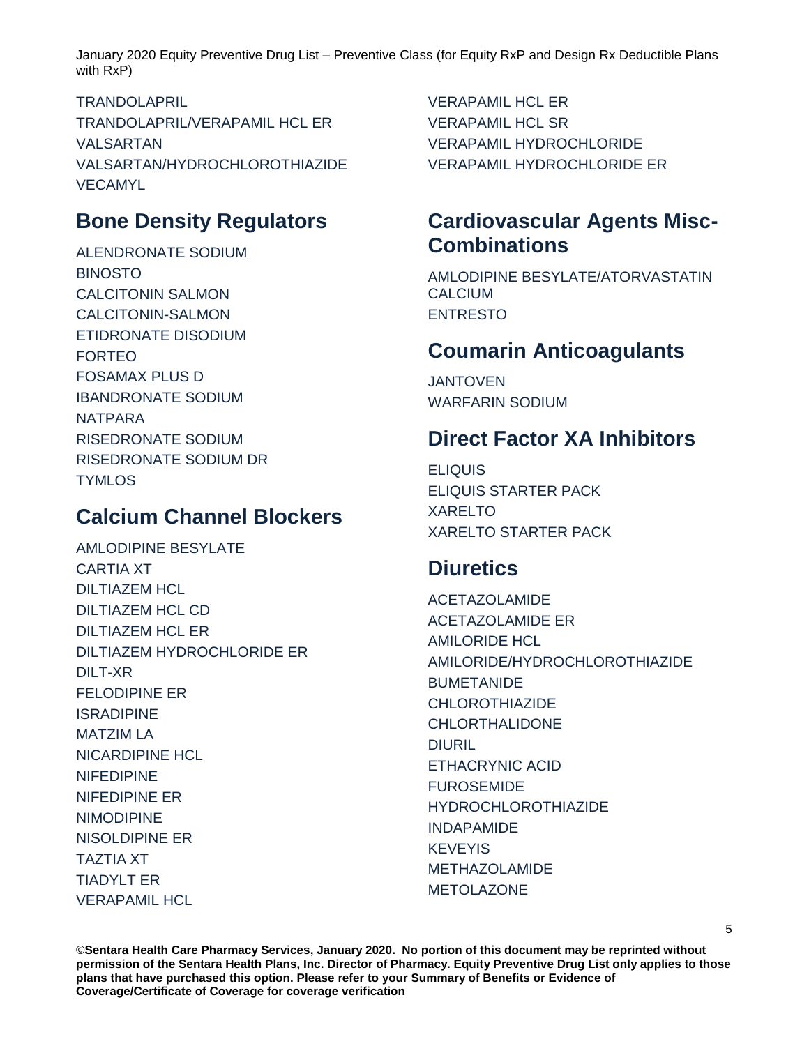TRANDOLAPRIL
TRANDOLAPRIL/VERAPAMIL HCL ER
VALSARTAN
VALSARTAN/HYDROCHLOROTHIAZIDE
VECAMYL

## Bone Density Regulators

ALENDRONATE SODIUM
BINOSTO
CALCITONIN SALMON
CALCITONIN-SALMON
ETIDRONATE DISODIUM
FORTEO
FOSAMAX PLUS D
IBANDRONATE SODIUM
NATPARA
RISEDRONATE SODIUM
RISEDRONATE SODIUM DR
TYMLOS

## Calcium Channel Blockers

AMLODIPINE BESYLATE
CARTIA XT
DILTIAZEM HCL
DILTIAZEM HCL CD
DILTIAZEM HCL ER
DILTIAZEM HYDROCHLORIDE ER
DILT-XR
FELODIPINE ER
ISRADIPINE
MATZIM LA
NICARDIPINE HCL
NIFEDIPINE
NIFEDIPINE ER
NIMODIPINE
NISOLDIPINE ER
TAZTIA XT
TIADYLT ER
VERAPAMIL HCL
VERAPAMIL HCL ER
VERAPAMIL HCL SR
VERAPAMIL HYDROCHLORIDE
VERAPAMIL HYDROCHLORIDE ER

## Cardiovascular Agents Misc-Combinations

AMLODIPINE BESYLATE/ATORVASTATIN CALCIUM
ENTRESTO

## Coumarin Anticoagulants

JANTOVEN
WARFARIN SODIUM

## Direct Factor XA Inhibitors

ELIQUIS
ELIQUIS STARTER PACK
XARELTO
XARELTO STARTER PACK

## Diuretics

ACETAZOLAMIDE
ACETAZOLAMIDE ER
AMILORIDE HCL
AMILORIDE/HYDROCHLOROTHIAZIDE
BUMETANIDE
CHLOROTHIAZIDE
CHLORTHALIDONE
DIURIL
ETHACRYNIC ACID
FUROSEMIDE
HYDROCHLOROTHIAZIDE
INDAPAMIDE
KEVEYIS
METHAZOLAMIDE
METOLAZONE

©**Sentara Health Care Pharmacy Services, January 2020. No portion of this document may be reprinted without permission of the Sentara Health Plans, Inc. Director of Pharmacy. Equity Preventive Drug List only applies to those plans that have purchased this option. Please refer to your Summary of Benefits or Evidence of Coverage/Certificate of Coverage for coverage verification**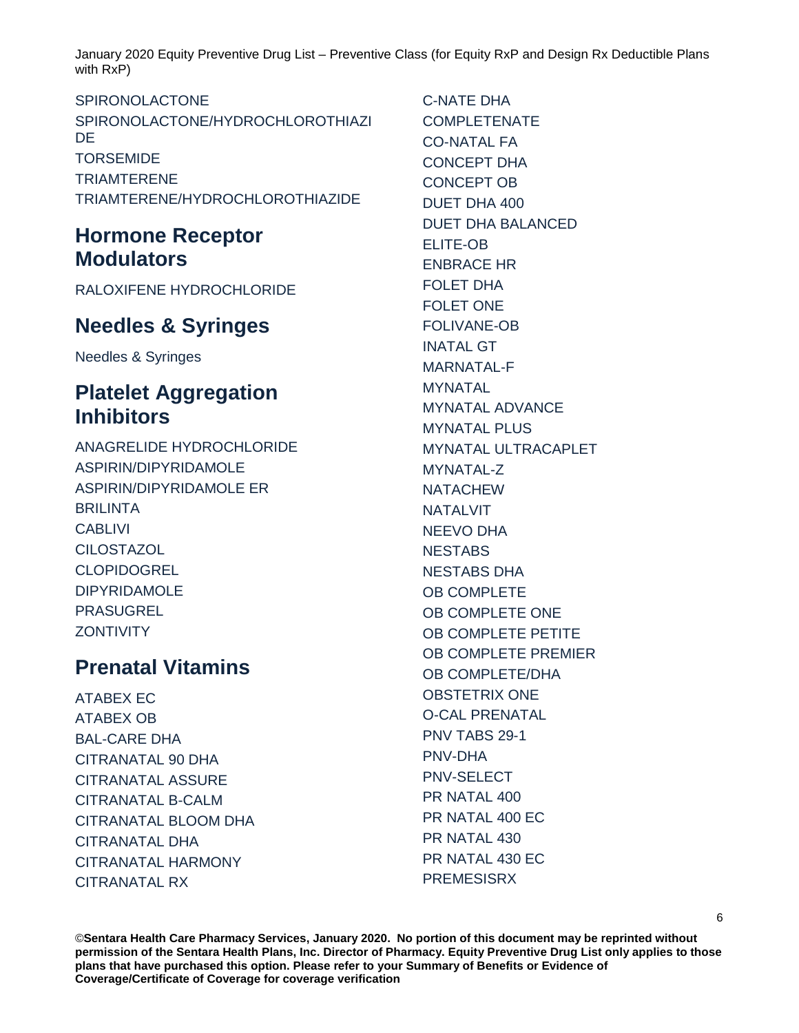SPIRONOLACTONE
SPIRONOLACTONE/HYDROCHLOROTHIAZIDE
TORSEMIDE
TRIAMTERENE
TRIAMTERENE/HYDROCHLOROTHIAZIDE

## Hormone Receptor Modulators

RALOXIFENE HYDROCHLORIDE

## Needles & Syringes

Needles & Syringes

## Platelet Aggregation Inhibitors

ANAGRELIDE HYDROCHLORIDE
ASPIRIN/DIPYRIDAMOLE
ASPIRIN/DIPYRIDAMOLE ER
BRILINTA
CABLIVI
CILOSTAZOL
CLOPIDOGREL
DIPYRIDAMOLE
PRASUGREL
ZONTIVITY

## Prenatal Vitamins

ATABEX EC
ATABEX OB
BAL-CARE DHA
CITRANATAL 90 DHA
CITRANATAL ASSURE
CITRANATAL B-CALM
CITRANATAL BLOOM DHA
CITRANATAL DHA
CITRANATAL HARMONY
CITRANATAL RX
C-NATE DHA
COMPLETENATE
CO-NATAL FA
CONCEPT DHA
CONCEPT OB
DUET DHA 400
DUET DHA BALANCED
ELITE-OB
ENBRACE HR
FOLET DHA
FOLET ONE
FOLIVANE-OB
INATAL GT
MARNATAL-F
MYNATAL
MYNATAL ADVANCE
MYNATAL PLUS
MYNATAL ULTRACAPLET
MYNATAL-Z
NATACHEW
NATALVIT
NEEVO DHA
NESTABS
NESTABS DHA
OB COMPLETE
OB COMPLETE ONE
OB COMPLETE PETITE
OB COMPLETE PREMIER
OB COMPLETE/DHA
OBSTETRIX ONE
O-CAL PRENATAL
PNV TABS 29-1
PNV-DHA
PNV-SELECT
PR NATAL 400
PR NATAL 400 EC
PR NATAL 430
PR NATAL 430 EC
PREMESISRX

**©Sentara Health Care Pharmacy Services, January 2020. No portion of this document may be reprinted without permission of the Sentara Health Plans, Inc. Director of Pharmacy. Equity Preventive Drug List only applies to those plans that have purchased this option. Please refer to your Summary of Benefits or Evidence of Coverage/Certificate of Coverage for coverage verification**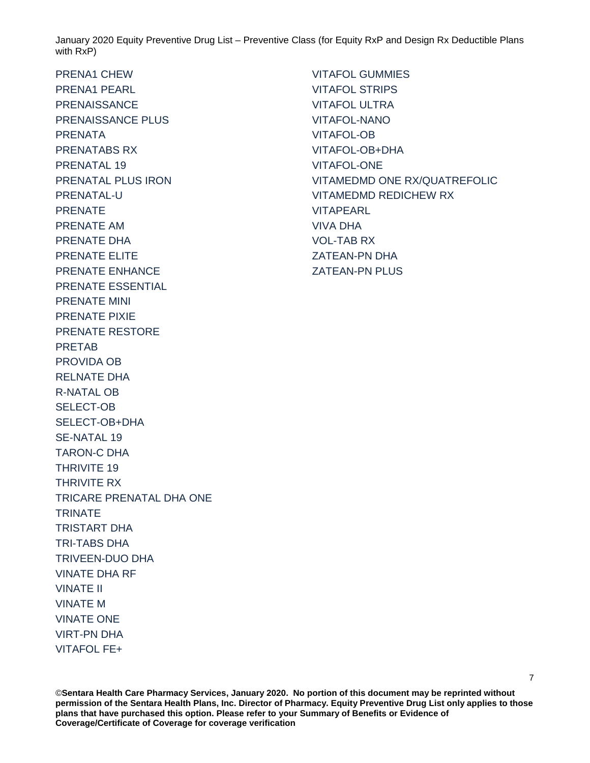PRENA1 CHEW
PRENA1 PEARL
PRENAISSANCE
PRENAISSANCE PLUS
PRENATA
PRENATABS RX
PRENATAL 19
PRENATAL PLUS IRON
PRENATAL-U
PRENATE
PRENATE AM
PRENATE DHA
PRENATE ELITE
PRENATE ENHANCE
PRENATE ESSENTIAL
PRENATE MINI
PRENATE PIXIE
PRENATE RESTORE
PRETAB
PROVIDA OB
RELNATE DHA
R-NATAL OB
SELECT-OB
SELECT-OB+DHA
SE-NATAL 19
TARON-C DHA
THRIVITE 19
THRIVITE RX
TRICARE PRENATAL DHA ONE
TRINATE
TRISTART DHA
TRI-TABS DHA
TRIVEEN-DUO DHA
VINATE DHA RF
VINATE II
VINATE M
VINATE ONE
VIRT-PN DHA
VITAFOL FE+
VITAFOL GUMMIES
VITAFOL STRIPS
VITAFOL ULTRA
VITAFOL-NANO
VITAFOL-OB
VITAFOL-OB+DHA
VITAFOL-ONE
VITAMEDMD ONE RX/QUATREFOLIC
VITAMEDMD REDICHEW RX
VITAPEARL
VIVA DHA
VOL-TAB RX
ZATEAN-PN DHA
ZATEAN-PN PLUS

**©Sentara Health Care Pharmacy Services, January 2020. No portion of this document may be reprinted without permission of the Sentara Health Plans, Inc. Director of Pharmacy. Equity Preventive Drug List only applies to those plans that have purchased this option. Please refer to your Summary of Benefits or Evidence of Coverage/Certificate of Coverage for coverage verification**